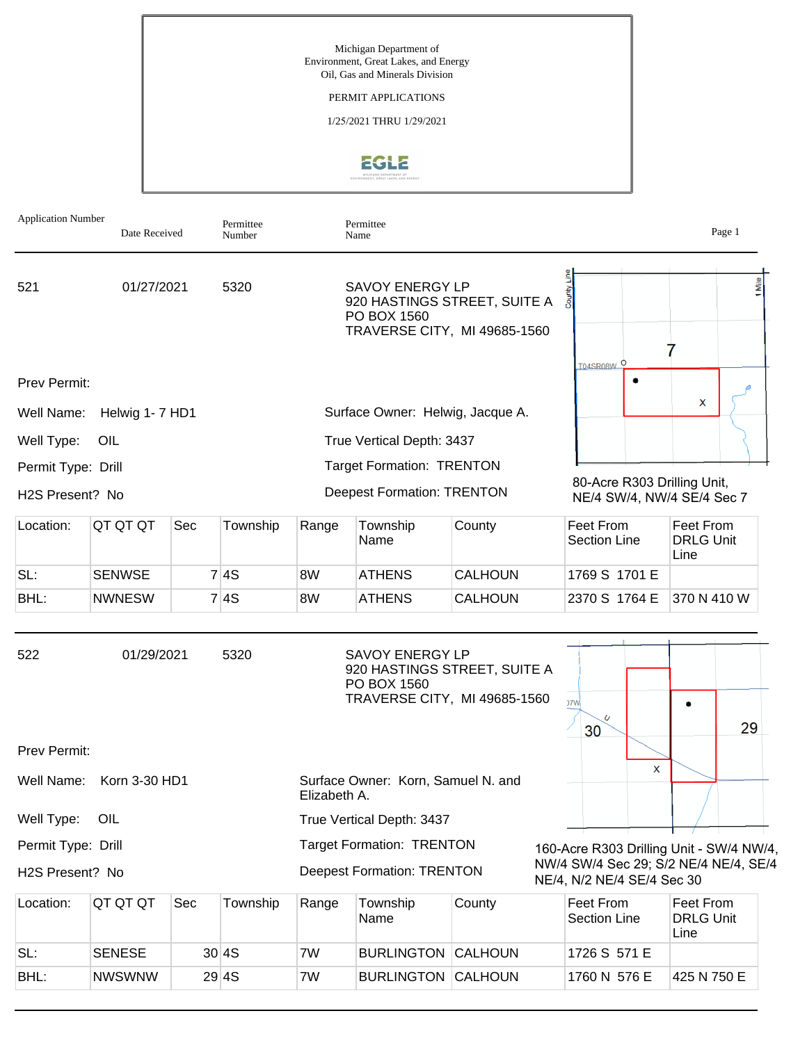Michigan Department of
Environment, Great Lakes, and Energy
Oil, Gas and Minerals Division

PERMIT APPLICATIONS

1/25/2021 THRU 1/29/2021

| Application Number | Date Received | Permittee Number | Permittee Name |
|---|---|---|---|

---

521 | 01/27/2021 | 5320 | SAVOY ENERGY LP
920 HASTINGS STREET, SUITE A
PO BOX 1560
TRAVERSE CITY, MI 49685-1560

Prev Permit:

Well Name: Helwig 1- 7 HD1

Well Type: OIL

Permit Type: Drill

H2S Present? No

Surface Owner: Helwig, Jacque A.

True Vertical Depth: 3437

Target Formation: TRENTON

Deepest Formation: TRENTON

80-Acre R303 Drilling Unit, NE/4 SW/4, NW/4 SE/4 Sec 7

| Location: | QT QT QT | Sec | Township | Range | Township Name | County | Feet From Section Line | Feet From DRLG Unit Line |
|---|---|---|---|---|---|---|---|---|
| SL: | SENWSE | 7 | 4S | 8W | ATHENS | CALHOUN | 1769 S 1701 E | |
| BHL: | NWNESW | 7 | 4S | 8W | ATHENS | CALHOUN | 2370 S 1764 E | 370 N 410 W |

---

522 | 01/29/2021 | 5320 | SAVOY ENERGY LP
920 HASTINGS STREET, SUITE A
PO BOX 1560
TRAVERSE CITY, MI 49685-1560

Prev Permit:

Well Name: Korn 3-30 HD1

Well Type: OIL

Permit Type: Drill

H2S Present? No

Surface Owner: Korn, Samuel N. and Elizabeth A.

True Vertical Depth: 3437

Target Formation: TRENTON

Deepest Formation: TRENTON

160-Acre R303 Drilling Unit - SW/4 NW/4, NW/4 SW/4 Sec 29; S/2 NE/4 NE/4, SE/4 NE/4, N/2 NE/4 SE/4 Sec 30

| Location: | QT QT QT | Sec | Township | Range | Township Name | County | Feet From Section Line | Feet From DRLG Unit Line |
|---|---|---|---|---|---|---|---|---|
| SL: | SENESE | 30 | 4S | 7W | BURLINGTON | CALHOUN | 1726 S 571 E | |
| BHL: | NWSWNW | 29 | 4S | 7W | BURLINGTON | CALHOUN | 1760 N 576 E | 425 N 750 E |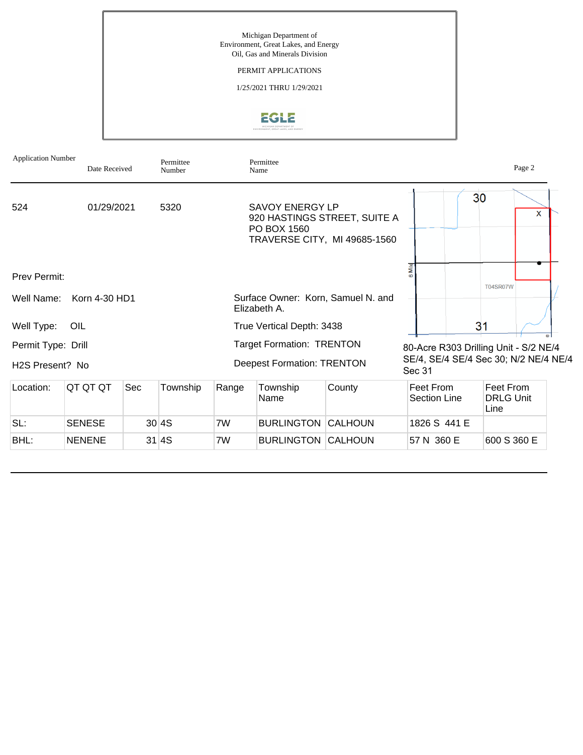Michigan Department of
Environment, Great Lakes, and Energy
Oil, Gas and Minerals Division

PERMIT APPLICATIONS

1/25/2021 THRU 1/29/2021

| Application Number | Date Received | Permittee Number | Permittee Name |
|---|---|---|---|
| 524 | 01/29/2021 | 5320 | SAVOY ENERGY LP<br>920 HASTINGS STREET, SUITE A<br>PO BOX 1560<br>TRAVERSE CITY, MI 49685-1560 |

30

X

6 Mile

T04SR07W

31

Prev Permit:

Well Name: Korn 4-30 HD1

Well Type: OIL

Permit Type: Drill

H2S Present? No

Surface Owner: Korn, Samuel N. and Elizabeth A.

True Vertical Depth: 3438

Target Formation: TRENTON

Deepest Formation: TRENTON

80-Acre R303 Drilling Unit - S/2 NE/4 SE/4, SE/4 SE/4 Sec 30; N/2 NE/4 NE/4 Sec 31

| Location: | QT QT QT | Sec | Township | Range | Township Name | County | Feet From Section Line | Feet From DRLG Unit Line |
|---|---|---|---|---|---|---|---|---|
| SL: | SENESE | 30 | 4S | 7W | BURLINGTON | CALHOUN | 1826 S 441 E | |
| BHL: | NENENE | 31 | 4S | 7W | BURLINGTON | CALHOUN | 57 N 360 E | 600 S 360 E |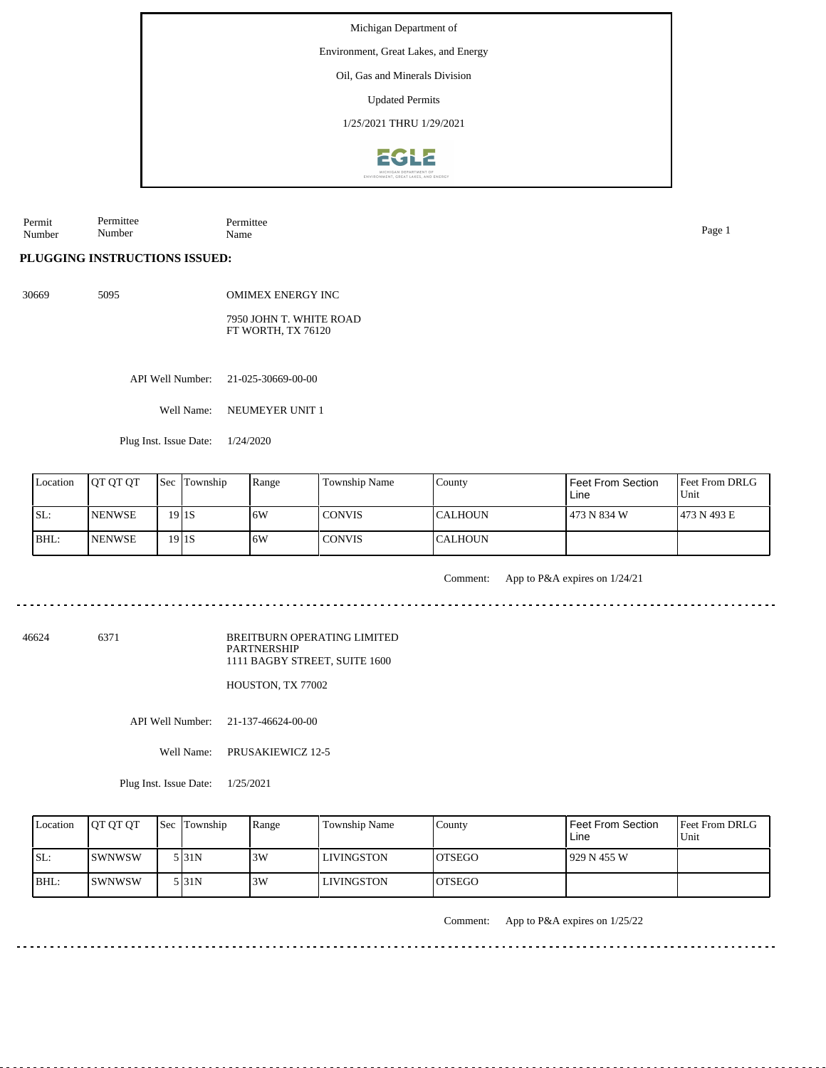Michigan Department of

Environment, Great Lakes, and Energy

Oil, Gas and Minerals Division

Updated Permits

1/25/2021 THRU 1/29/2021

Permit Number | Permittee Number | Permittee Name

**PLUGGING INSTRUCTIONS ISSUED:**

30669 5095 OMIMEX ENERGY INC

7950 JOHN T. WHITE ROAD
FT WORTH, TX 76120

API Well Number: 21-025-30669-00-00

Well Name: NEUMEYER UNIT 1

Plug Inst. Issue Date: 1/24/2020

| Location | QT QT QT | Sec | Township | Range | Township Name | County | Feet From Section Line | Feet From DRLG Unit |
|---|---|---|---|---|---|---|---|---|
| SL: | NENWSE | 19 | 1S | 6W | CONVIS | CALHOUN | 473 N 834 W | 473 N 493 E |
| BHL: | NENWSE | 19 | 1S | 6W | CONVIS | CALHOUN | | |

Comment: App to P&A expires on 1/24/21

---

46624 6371 BREITBURN OPERATING LIMITED PARTNERSHIP

1111 BAGBY STREET, SUITE 1600

HOUSTON, TX 77002

API Well Number: 21-137-46624-00-00

Well Name: PRUSAKIEWICZ 12-5

Plug Inst. Issue Date: 1/25/2021

| Location | QT QT QT | Sec | Township | Range | Township Name | County | Feet From Section Line | Feet From DRLG Unit |
|---|---|---|---|---|---|---|---|---|
| SL: | SWNWSW | 5 | 31N | 3W | LIVINGSTON | OTSEGO | 929 N 455 W | |
| BHL: | SWNWSW | 5 | 31N | 3W | LIVINGSTON | OTSEGO | | |

Comment: App to P&A expires on 1/25/22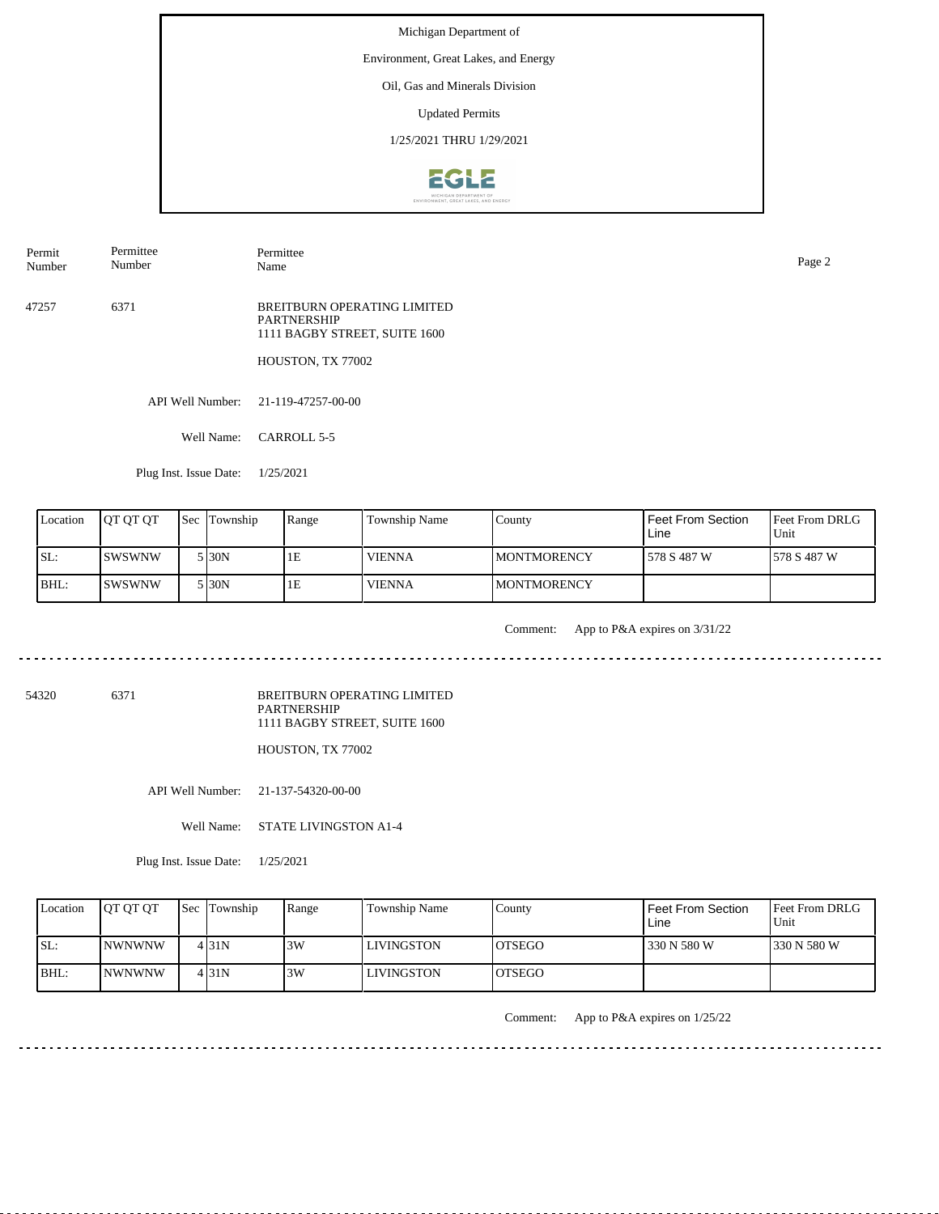Michigan Department of

Environment, Great Lakes, and Energy

Oil, Gas and Minerals Division

Updated Permits

1/25/2021 THRU 1/29/2021

| Permit Number | Permittee Number | Permittee Name |
|---|---|---|
| 47257 | 6371 | BREITBURN OPERATING LIMITED PARTNERSHIP<br>1111 BAGBY STREET, SUITE 1600<br><br>HOUSTON, TX 77002 |

API Well Number: 21-119-47257-00-00

Well Name: CARROLL 5-5

Plug Inst. Issue Date: 1/25/2021

| Location | QT QT QT | Sec | Township | Range | Township Name | County | Feet From Section Line | Feet From DRLG Unit |
|---|---|---|---|---|---|---|---|---|
| SL: | SWSWNW | 5 | 30N | 1E | VIENNA | MONTMORENCY | 578 S 487 W | 578 S 487 W |
| BHL: | SWSWNW | 5 | 30N | 1E | VIENNA | MONTMORENCY | | |

Comment: App to P&A expires on 3/31/22

---

| Permit Number | Permittee Number | Permittee Name |
|---|---|---|
| 54320 | 6371 | BREITBURN OPERATING LIMITED PARTNERSHIP<br>1111 BAGBY STREET, SUITE 1600<br><br>HOUSTON, TX 77002 |

API Well Number: 21-137-54320-00-00

Well Name: STATE LIVINGSTON A1-4

Plug Inst. Issue Date: 1/25/2021

| Location | QT QT QT | Sec | Township | Range | Township Name | County | Feet From Section Line | Feet From DRLG Unit |
|---|---|---|---|---|---|---|---|---|
| SL: | NWNWNW | 4 | 31N | 3W | LIVINGSTON | OTSEGO | 330 N 580 W | 330 N 580 W |
| BHL: | NWNWNW | 4 | 31N | 3W | LIVINGSTON | OTSEGO | | |

Comment: App to P&A expires on 1/25/22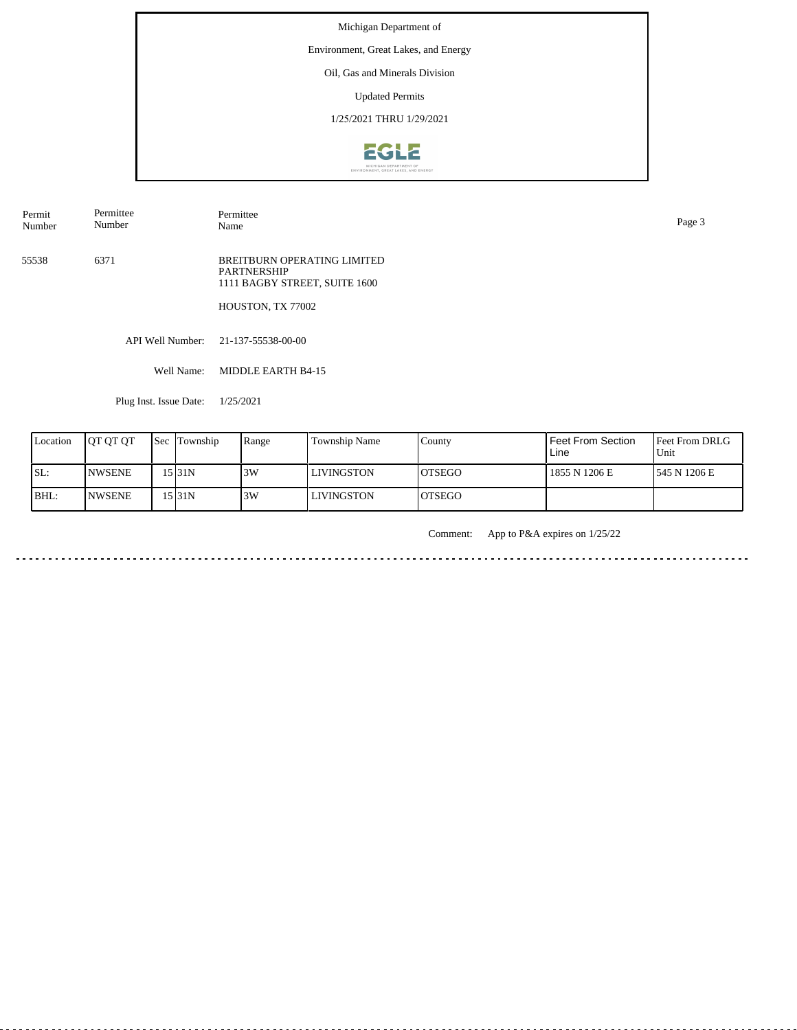Michigan Department of

Environment, Great Lakes, and Energy

Oil, Gas and Minerals Division

Updated Permits

1/25/2021 THRU 1/29/2021

| Permit Number | Permittee Number | Permittee Name |
|---|---|---|
| 55538 | 6371 | BREITBURN OPERATING LIMITED PARTNERSHIP<br>1111 BAGBY STREET, SUITE 1600<br><br>HOUSTON, TX 77002 |

API Well Number: 21-137-55538-00-00

Well Name: MIDDLE EARTH B4-15

Plug Inst. Issue Date: 1/25/2021

| Location | QT QT QT | Sec | Township | Range | Township Name | County | Feet From Section Line | Feet From DRLG Unit |
|---|---|---|---|---|---|---|---|---|
| SL: | NWSENE | 15 | 31N | 3W | LIVINGSTON | OTSEGO | 1855 N 1206 E | 545 N 1206 E |
| BHL: | NWSENE | 15 | 31N | 3W | LIVINGSTON | OTSEGO | | |

Comment: App to P&A expires on 1/25/22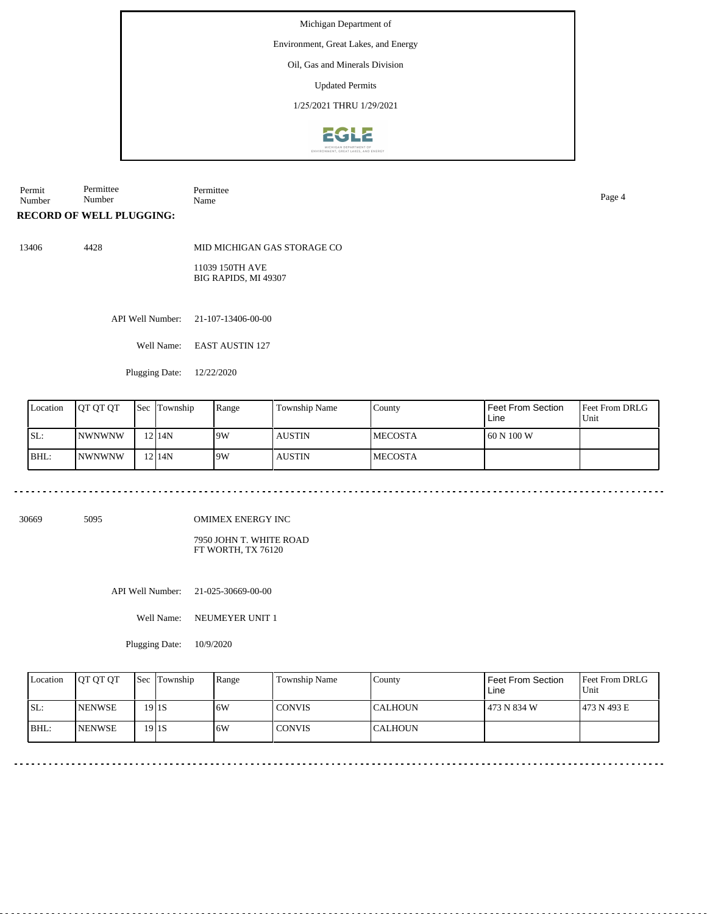Michigan Department of

Environment, Great Lakes, and Energy

Oil, Gas and Minerals Division

Updated Permits

1/25/2021 THRU 1/29/2021

| Permit Number | Permittee Number | Permittee Name |
|---|---|---|

**RECORD OF WELL PLUGGING:**

13406 4428 MID MICHIGAN GAS STORAGE CO

11039 150TH AVE
BIG RAPIDS, MI 49307

API Well Number: 21-107-13406-00-00

Well Name: EAST AUSTIN 127

Plugging Date: 12/22/2020

| Location | QT QT QT | Sec | Township | Range | Township Name | County | Feet From Section Line | Feet From DRLG Unit |
|---|---|---|---|---|---|---|---|---|
| SL: | NWNWNW | 12 | 14N | 9W | AUSTIN | MECOSTA | 60 N 100 W | |
| BHL: | NWNWNW | 12 | 14N | 9W | AUSTIN | MECOSTA | | |

---

30669 5095 OMIMEX ENERGY INC

7950 JOHN T. WHITE ROAD
FT WORTH, TX 76120

API Well Number: 21-025-30669-00-00

Well Name: NEUMEYER UNIT 1

Plugging Date: 10/9/2020

| Location | QT QT QT | Sec | Township | Range | Township Name | County | Feet From Section Line | Feet From DRLG Unit |
|---|---|---|---|---|---|---|---|---|
| SL: | NENWSE | 19 | 1S | 6W | CONVIS | CALHOUN | 473 N 834 W | 473 N 493 E |
| BHL: | NENWSE | 19 | 1S | 6W | CONVIS | CALHOUN | | |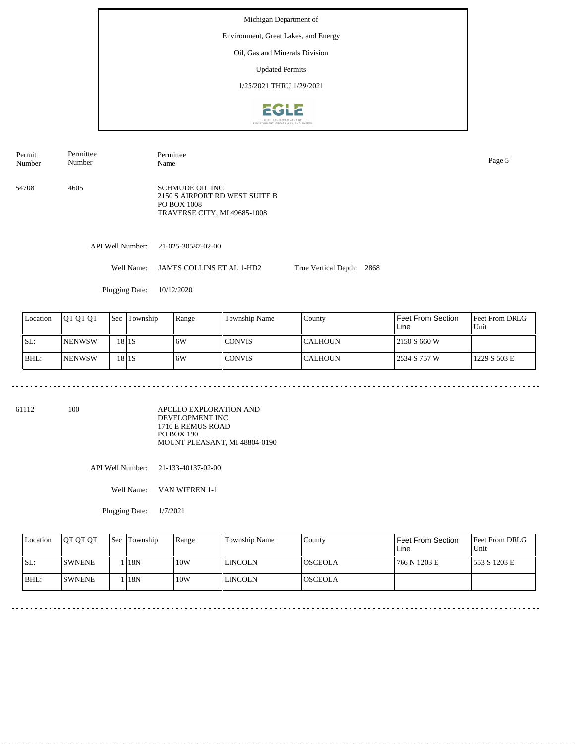Michigan Department of

Environment, Great Lakes, and Energy

Oil, Gas and Minerals Division

Updated Permits

1/25/2021 THRU 1/29/2021

| Permit Number | Permittee Number | Permittee Name |
|---|---|---|
| 54708 | 4605 | SCHMUDE OIL INC<br>2150 S AIRPORT RD WEST SUITE B<br>PO BOX 1008<br>TRAVERSE CITY, MI 49685-1008 |

API Well Number: 21-025-30587-02-00

Well Name: JAMES COLLINS ET AL 1-HD2 True Vertical Depth: 2868

Plugging Date: 10/12/2020

| Location | QT QT QT | Sec | Township | Range | Township Name | County | Feet From Section Line | Feet From DRLG Unit |
|---|---|---|---|---|---|---|---|---|
| SL: | NENWSW | 18 | 1S | 6W | CONVIS | CALHOUN | 2150 S 660 W | |
| BHL: | NENWSW | 18 | 1S | 6W | CONVIS | CALHOUN | 2534 S 757 W | 1229 S 503 E |

| Permit Number | Permittee Number | Permittee Name |
|---|---|---|
| 61112 | 100 | APOLLO EXPLORATION AND DEVELOPMENT INC<br>1710 E REMUS ROAD<br>PO BOX 190<br>MOUNT PLEASANT, MI 48804-0190 |

API Well Number: 21-133-40137-02-00

Well Name: VAN WIEREN 1-1

Plugging Date: 1/7/2021

| Location | QT QT QT | Sec | Township | Range | Township Name | County | Feet From Section Line | Feet From DRLG Unit |
|---|---|---|---|---|---|---|---|---|
| SL: | SWNENE | 1 | 18N | 10W | LINCOLN | OSCEOLA | 766 N 1203 E | 553 S 1203 E |
| BHL: | SWNENE | 1 | 18N | 10W | LINCOLN | OSCEOLA | | |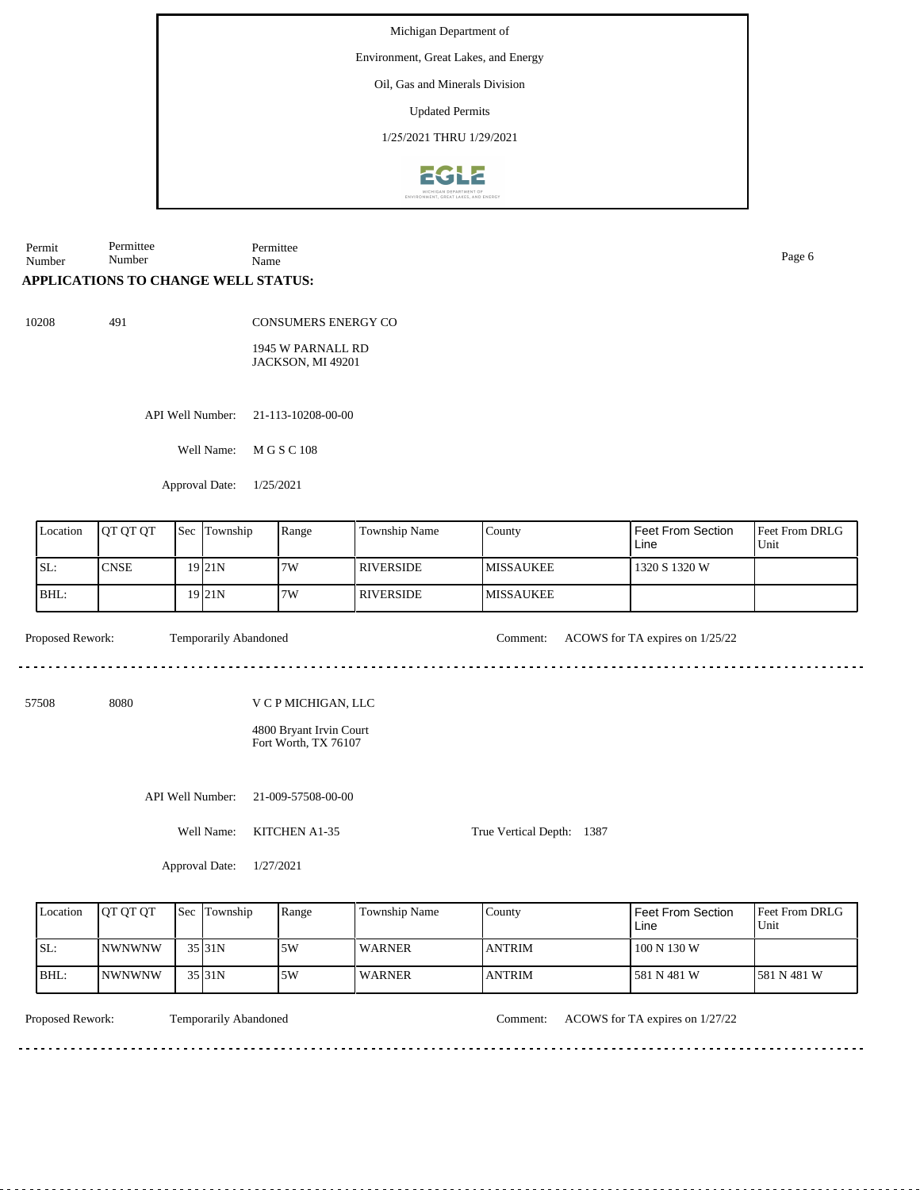Michigan Department of

Environment, Great Lakes, and Energy

Oil, Gas and Minerals Division

Updated Permits

1/25/2021 THRU 1/29/2021

Permit Number | Permittee Number | Permittee Name

## APPLICATIONS TO CHANGE WELL STATUS:

10208 491 CONSUMERS ENERGY CO

1945 W PARNALL RD
JACKSON, MI 49201

API Well Number: 21-113-10208-00-00

Well Name: M G S C 108

Approval Date: 1/25/2021

| Location | QT QT QT | Sec | Township | Range | Township Name | County | Feet From Section Line | Feet From DRLG Unit |
|---|---|---|---|---|---|---|---|---|
| SL: | CNSE | 19 | 21N | 7W | RIVERSIDE | MISSAUKEE | 1320 S 1320 W | |
| BHL: | | 19 | 21N | 7W | RIVERSIDE | MISSAUKEE | | |

Proposed Rework: Temporarily Abandoned Comment: ACOWS for TA expires on 1/25/22

57508 8080 V C P MICHIGAN, LLC

4800 Bryant Irvin Court
Fort Worth, TX 76107

API Well Number: 21-009-57508-00-00

Well Name: KITCHEN A1-35 True Vertical Depth: 1387

Approval Date: 1/27/2021

| Location | QT QT QT | Sec | Township | Range | Township Name | County | Feet From Section Line | Feet From DRLG Unit |
|---|---|---|---|---|---|---|---|---|
| SL: | NWNWNW | 35 | 31N | 5W | WARNER | ANTRIM | 100 N 130 W | |
| BHL: | NWNWNW | 35 | 31N | 5W | WARNER | ANTRIM | 581 N 481 W | 581 N 481 W |

Proposed Rework: Temporarily Abandoned Comment: ACOWS for TA expires on 1/27/22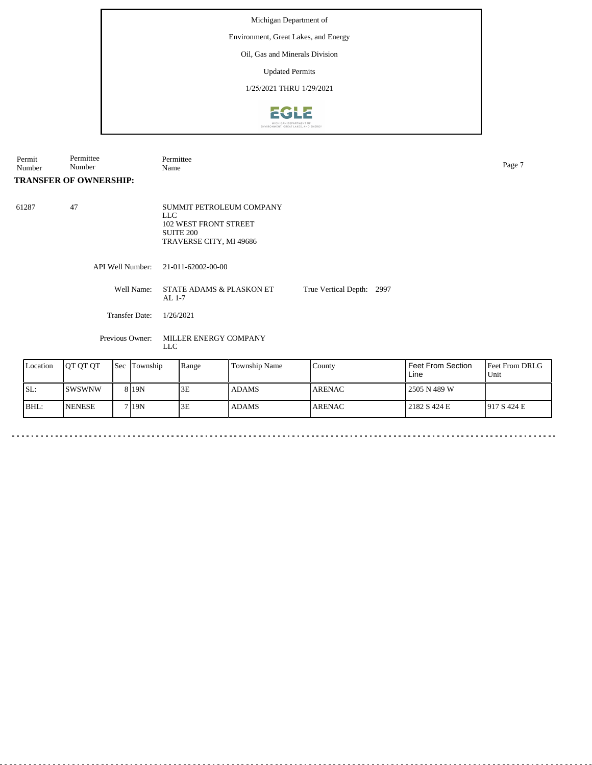Michigan Department of

Environment, Great Lakes, and Energy

Oil, Gas and Minerals Division

Updated Permits

1/25/2021 THRU 1/29/2021

| Permit Number | Permittee Number | Permittee Name |
|---|---|---|

**TRANSFER OF OWNERSHIP:**

61287 &nbsp;&nbsp; 47 &nbsp;&nbsp; SUMMIT PETROLEUM COMPANY LLC
102 WEST FRONT STREET
SUITE 200
TRAVERSE CITY, MI 49686

API Well Number: 21-011-62002-00-00

Well Name: STATE ADAMS & PLASKON ET AL 1-7 &nbsp;&nbsp; True Vertical Depth: 2997

Transfer Date: 1/26/2021

Previous Owner: MILLER ENERGY COMPANY LLC

| Location | QT QT QT | Sec | Township | Range | Township Name | County | Feet From Section Line | Feet From DRLG Unit |
|---|---|---|---|---|---|---|---|---|
| SL: | SWSWNW | 8 | 19N | 3E | ADAMS | ARENAC | 2505 N 489 W | |
| BHL: | NENESE | 7 | 19N | 3E | ADAMS | ARENAC | 2182 S 424 E | 917 S 424 E |